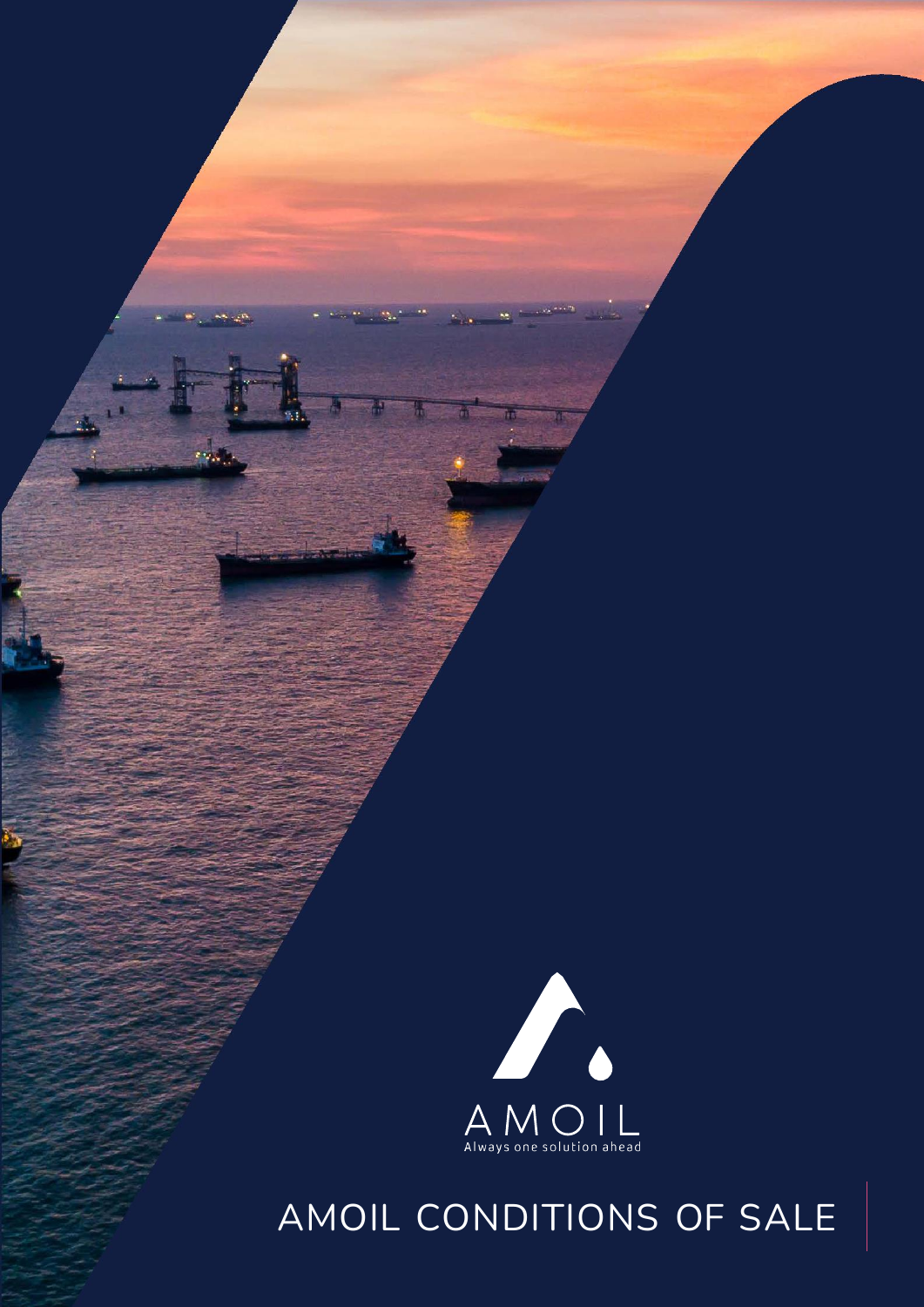AMOIL

Always one solution ahead

# AMOIL CONDITIONS OF SALE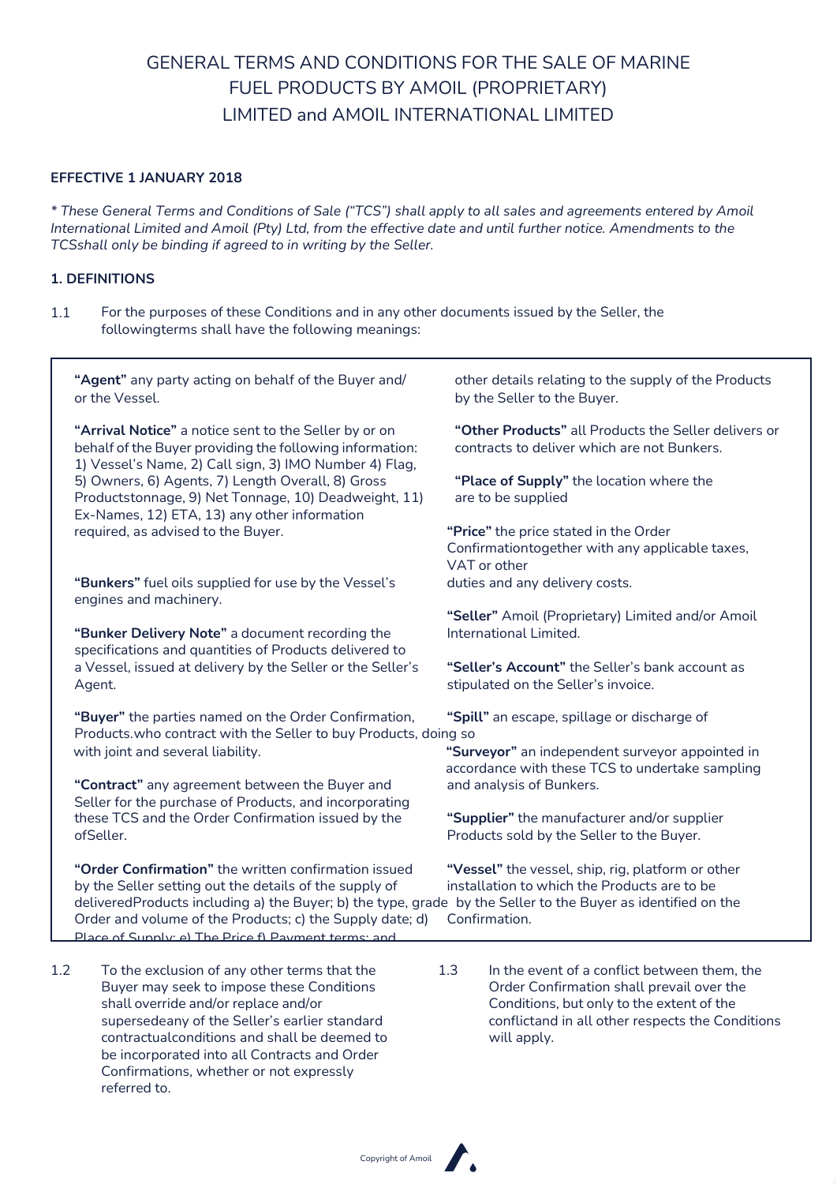# GENERAL TERMS AND CONDITIONS FOR THE SALE OF MARINE FUEL PRODUCTS BY AMOIL (PROPRIETARY) LIMITED and AMOIL INTERNATIONAL LIMITED

**EFFECTIVE 1 JANUARY 2018**

*\* These General Terms and Conditions of Sale ("TCS") shall apply to all sales and agreements entered by Amoil International Limited and Amoil (Pty) Ltd, from the effective date and until further notice. Amendments to the TCSshall only be binding if agreed to in writing by the Seller.*

**1. DEFINITIONS**

1.1 For the purposes of these Conditions and in any other documents issued by the Seller, the followingterms shall have the following meanings:

**"Agent"** any party acting on behalf of the Buyer and/ or the Vessel.

**"Arrival Notice"** a notice sent to the Seller by or on behalf of the Buyer providing the following information: 1) Vessel's Name, 2) Call sign, 3) IMO Number 4) Flag, 5) Owners, 6) Agents, 7) Length Overall, 8) Gross Productstonnage, 9) Net Tonnage, 10) Deadweight, 11) Ex-Names, 12) ETA, 13) any other information required, as advised to the Buyer.

**"Bunkers"** fuel oils supplied for use by the Vessel's engines and machinery.

**"Bunker Delivery Note"** a document recording the specifications and quantities of Products delivered to a Vessel, issued at delivery by the Seller or the Seller's Agent.

**"Buyer"** the parties named on the Order Confirmation, who contract with the Seller to buy Products, doing so with joint and several liability.

**"Contract"** any agreement between the Buyer and Seller for the purchase of Products, and incorporating these TCS and the Order Confirmation issued by the ofSeller.

**"Order Confirmation"** the written confirmation issued by the Seller setting out the details of the supply of Products including a) the Buyer; b) the type, grade and volume of the Products; c) the Supply date; d) Place of Supply; e) The Price f) Payment terms; and other details relating to the supply of the Products by the Seller to the Buyer.

**"Other Products"** all Products the Seller delivers or contracts to deliver which are not Bunkers.

**"Place of Supply"** the location where the Products are to be supplied

**"Price"** the price stated in the Order Confirmationtogether with any applicable taxes, VAT or other duties and any delivery costs.

**"Seller"** Amoil (Proprietary) Limited and/or Amoil International Limited.

**"Seller's Account"** the Seller's bank account as stipulated on the Seller's invoice.

**"Spill"** an escape, spillage or discharge of Products.

**"Surveyor"** an independent surveyor appointed in accordance with these TCS to undertake sampling and analysis of Bunkers.

**"Supplier"** the manufacturer and/or supplier of Products sold by the Seller to the Buyer.

**"Vessel"** the vessel, ship, rig, platform or other installation to which the Products are to be delivered by the Seller to the Buyer as identified on the Order Confirmation.

1.2 To the exclusion of any other terms that the Buyer may seek to impose these Conditions shall override and/or replace and/or supersedeany of the Seller's earlier standard contractualconditions and shall be deemed to be incorporated into all Contracts and Order Confirmations, whether or not expressly referred to.

1.3 In the event of a conflict between them, the Order Confirmation shall prevail over the Conditions, but only to the extent of the conflictand in all other respects the Conditions will apply.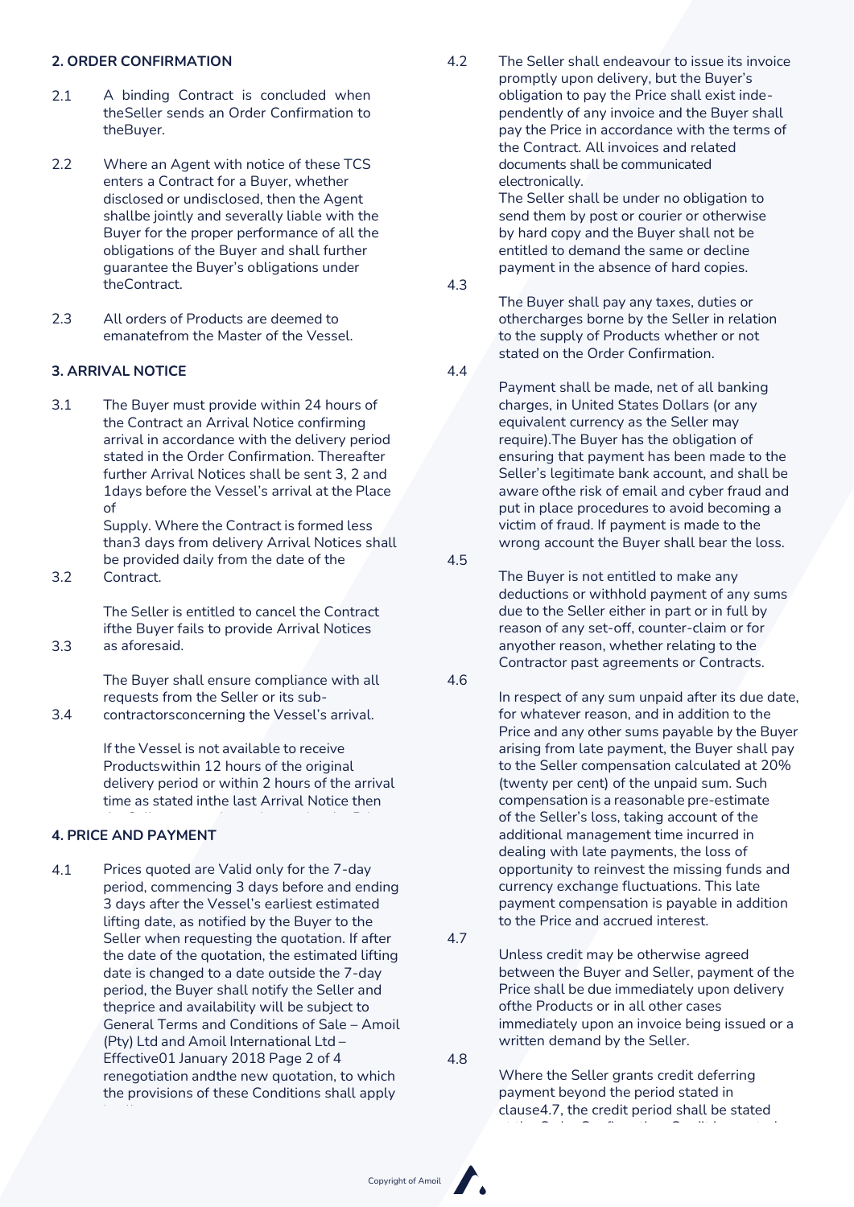## 2. ORDER CONFIRMATION

2.1 A binding Contract is concluded when theSeller sends an Order Confirmation to theBuyer.

2.2 Where an Agent with notice of these TCS enters a Contract for a Buyer, whether disclosed or undisclosed, then the Agent shallbe jointly and severally liable with the Buyer for the proper performance of all the obligations of the Buyer and shall further guarantee the Buyer's obligations under theContract.

2.3 All orders of Products are deemed to emanatefrom the Master of the Vessel.

## 3. ARRIVAL NOTICE

3.1 The Buyer must provide within 24 hours of the Contract an Arrival Notice confirming arrival in accordance with the delivery period stated in the Order Confirmation. Thereafter further Arrival Notices shall be sent 3, 2 and 1days before the Vessel's arrival at the Place of Supply. Where the Contract is formed less than3 days from delivery Arrival Notices shall be provided daily from the date of the Contract.

3.2 The Seller is entitled to cancel the Contract ifthe Buyer fails to provide Arrival Notices as aforesaid.

3.3 The Buyer shall ensure compliance with all requests from the Seller or its sub-contractorsconcerning the Vessel's arrival.

3.4 If the Vessel is not available to receive Productswithin 12 hours of the original delivery period or within 2 hours of the arrival time as stated inthe last Arrival Notice then

## 4. PRICE AND PAYMENT

4.1 Prices quoted are Valid only for the 7-day period, commencing 3 days before and ending 3 days after the Vessel's earliest estimated lifting date, as notified by the Buyer to the Seller when requesting the quotation. If after the date of the quotation, the estimated lifting date is changed to a date outside the 7-day period, the Buyer shall notify the Seller and theprice and availability will be subject to General Terms and Conditions of Sale – Amoil (Pty) Ltd and Amoil International Ltd – Effective01 January 2018 Page 2 of 4 renegotiation andthe new quotation, to which the provisions of these Conditions shall apply

4.2 The Seller shall endeavour to issue its invoice promptly upon delivery, but the Buyer's obligation to pay the Price shall exist inde-pendently of any invoice and the Buyer shall pay the Price in accordance with the terms of the Contract. All invoices and related documents shall be communicated electronically.
The Seller shall be under no obligation to send them by post or courier or otherwise by hard copy and the Buyer shall not be entitled to demand the same or decline payment in the absence of hard copies.

4.3 The Buyer shall pay any taxes, duties or othercharges borne by the Seller in relation to the supply of Products whether or not stated on the Order Confirmation.

4.4 Payment shall be made, net of all banking charges, in United States Dollars (or any equivalent currency as the Seller may require).The Buyer has the obligation of ensuring that payment has been made to the Seller's legitimate bank account, and shall be aware ofthe risk of email and cyber fraud and put in place procedures to avoid becoming a victim of fraud. If payment is made to the wrong account the Buyer shall bear the loss.

4.5 The Buyer is not entitled to make any deductions or withhold payment of any sums due to the Seller either in part or in full by reason of any set-off, counter-claim or for anyother reason, whether relating to the Contractor past agreements or Contracts.

4.6 In respect of any sum unpaid after its due date, for whatever reason, and in addition to the Price and any other sums payable by the Buyer arising from late payment, the Buyer shall pay to the Seller compensation calculated at 20% (twenty per cent) of the unpaid sum. Such compensation is a reasonable pre-estimate of the Seller's loss, taking account of the additional management time incurred in dealing with late payments, the loss of opportunity to reinvest the missing funds and currency exchange fluctuations. This late payment compensation is payable in addition to the Price and accrued interest.

4.7 Unless credit may be otherwise agreed between the Buyer and Seller, payment of the Price shall be due immediately upon delivery ofthe Products or in all other cases immediately upon an invoice being issued or a written demand by the Seller.

4.8 Where the Seller grants credit deferring payment beyond the period stated in clause4.7, the credit period shall be stated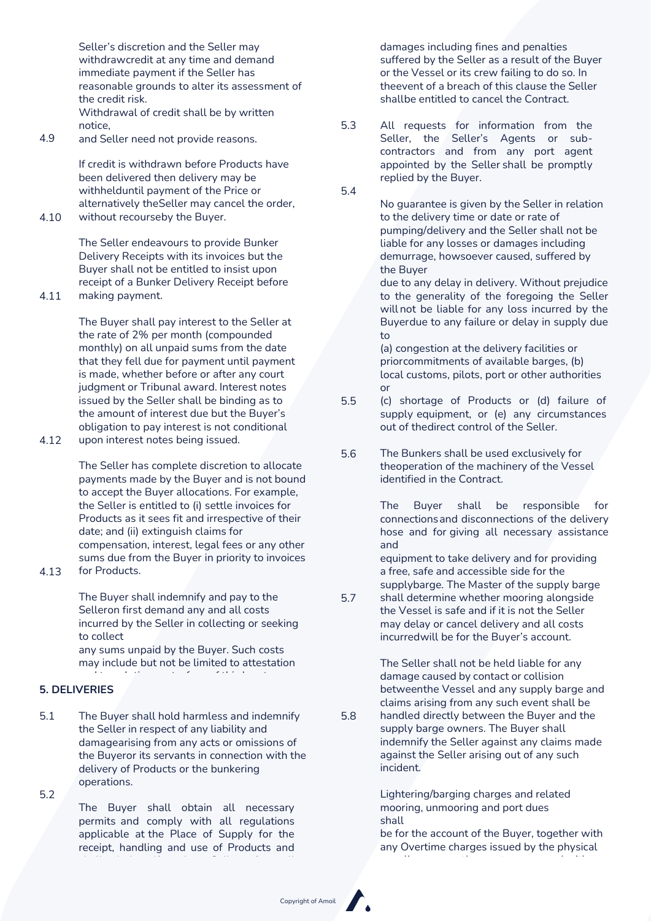Seller's discretion and the Seller may withdrawcredit at any time and demand immediate payment if the Seller has reasonable grounds to alter its assessment of the credit risk.

4.9 Withdrawal of credit shall be by written notice, and Seller need not provide reasons.

4.10 If credit is withdrawn before Products have been delivered then delivery may be withheld until payment of the Price or alternatively the Seller may cancel the order, without recourse by the Buyer.

4.11 The Seller endeavours to provide Bunker Delivery Receipts with its invoices but the Buyer shall not be entitled to insist upon receipt of a Bunker Delivery Receipt before making payment.

4.12 The Buyer shall pay interest to the Seller at the rate of 2% per month (compounded monthly) on all unpaid sums from the date that they fell due for payment until payment is made, whether before or after any court judgment or Tribunal award. Interest notes issued by the Seller shall be binding as to the amount of interest due but the Buyer's obligation to pay interest is not conditional upon interest notes being issued.

4.13 The Seller has complete discretion to allocate payments made by the Buyer and is not bound to accept the Buyer allocations. For example, the Seller is entitled to (i) settle invoices for Products as it sees fit and irrespective of their date; and (ii) extinguish claims for compensation, interest, legal fees or any other sums due from the Buyer in priority to invoices for Products.

The Buyer shall indemnify and pay to the Seller on first demand any and all costs incurred by the Seller in collecting or seeking to collect any sums unpaid by the Buyer. Such costs may include but not be limited to attestation

## 5. DELIVERIES

5.1 The Buyer shall hold harmless and indemnify the Seller in respect of any liability and damage arising from any acts or omissions of the Buyer or its servants in connection with the delivery of Products or the bunkering operations.

5.2 The Buyer shall obtain all necessary permits and comply with all regulations applicable at the Place of Supply for the receipt, handling and use of Products and

damages including fines and penalties suffered by the Seller as a result of the Buyer or the Vessel or its crew failing to do so. In the event of a breach of this clause the Seller shall be entitled to cancel the Contract.

5.3 All requests for information from the Seller, the Seller's Agents or sub-contractors and from any port agent appointed by the Seller shall be promptly replied by the Buyer.

5.4 No guarantee is given by the Seller in relation to the delivery time or date or rate of pumping/delivery and the Seller shall not be liable for any losses or damages including demurrage, howsoever caused, suffered by the Buyer due to any delay in delivery. Without prejudice to the generality of the foregoing the Seller will not be liable for any loss incurred by the Buyer due to any failure or delay in supply due to (a) congestion at the delivery facilities or prior commitments of available barges, (b) local customs, pilots, port or other authorities or (c) shortage of Products or (d) failure of supply equipment, or (e) any circumstances out of the direct control of the Seller.

5.5 The Bunkers shall be used exclusively for the operation of the machinery of the Vessel identified in the Contract.

5.6 The Buyer shall be responsible for connections and disconnections of the delivery hose and for giving all necessary assistance and equipment to take delivery and for providing a free, safe and accessible side for the supply barge. The Master of the supply barge shall determine whether mooring alongside the Vessel is safe and if it is not the Seller may delay or cancel delivery and all costs incurred will be for the Buyer's account.

5.7 The Seller shall not be held liable for any damage caused by contact or collision between the Vessel and any supply barge and claims arising from any such event shall be handled directly between the Buyer and the supply barge owners. The Buyer shall indemnify the Seller against any claims made against the Seller arising out of any such incident.

5.8 Lightering/barging charges and related mooring, unmooring and port dues shall be for the account of the Buyer, together with any Overtime charges issued by the physical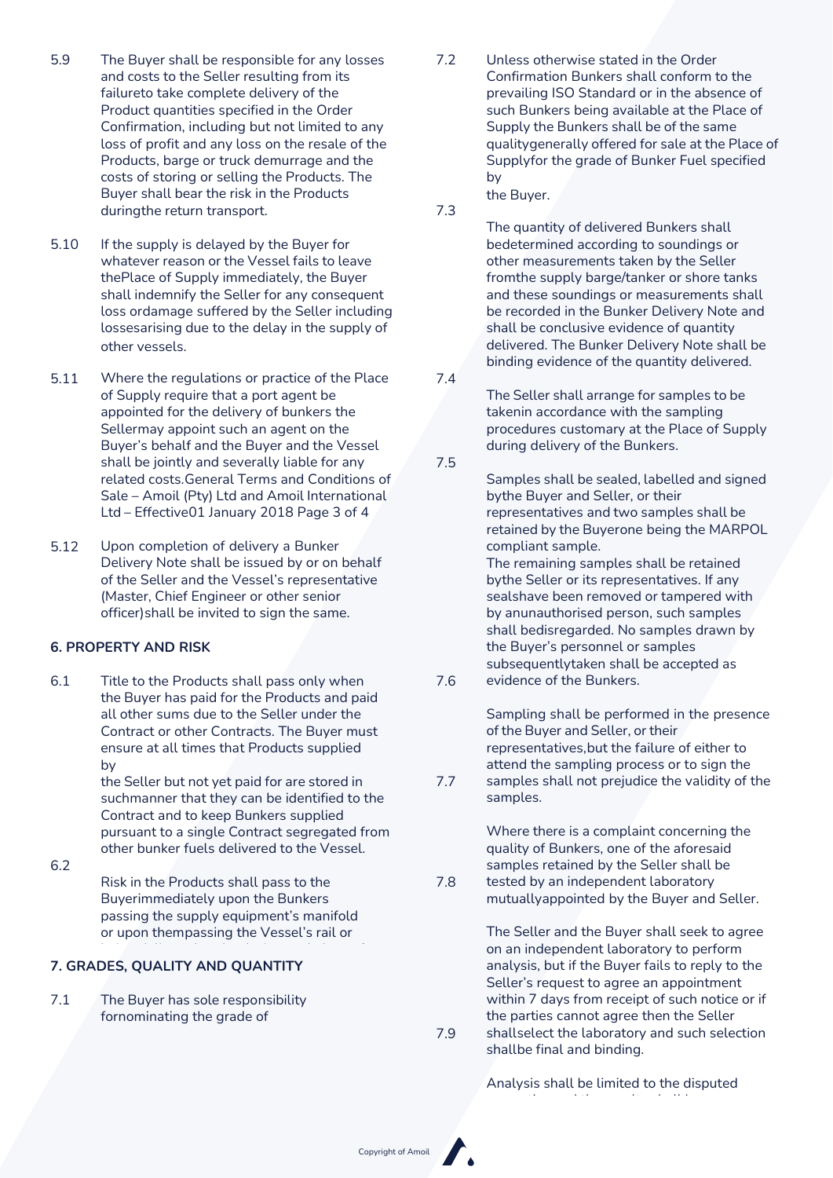5.9 The Buyer shall be responsible for any losses and costs to the Seller resulting from its failureto take complete delivery of the Product quantities specified in the Order Confirmation, including but not limited to any loss of profit and any loss on the resale of the Products, barge or truck demurrage and the costs of storing or selling the Products. The Buyer shall bear the risk in the Products duringthe return transport.

5.10 If the supply is delayed by the Buyer for whatever reason or the Vessel fails to leave thePlace of Supply immediately, the Buyer shall indemnify the Seller for any consequent loss ordamage suffered by the Seller including lossesarising due to the delay in the supply of other vessels.

5.11 Where the regulations or practice of the Place of Supply require that a port agent be appointed for the delivery of bunkers the Sellermay appoint such an agent on the Buyer's behalf and the Buyer and the Vessel shall be jointly and severally liable for any related costs.General Terms and Conditions of Sale – Amoil (Pty) Ltd and Amoil International Ltd – Effective01 January 2018 Page 3 of 4

5.12 Upon completion of delivery a Bunker Delivery Note shall be issued by or on behalf of the Seller and the Vessel's representative (Master, Chief Engineer or other senior officer)shall be invited to sign the same.

**6. PROPERTY AND RISK**

6.1 Title to the Products shall pass only when the Buyer has paid for the Products and paid all other sums due to the Seller under the Contract or other Contracts. The Buyer must ensure at all times that Products supplied by
the Seller but not yet paid for are stored in suchmanner that they can be identified to the Contract and to keep Bunkers supplied pursuant to a single Contract segregated from other bunker fuels delivered to the Vessel.

6.2 Risk in the Products shall pass to the Buyerimmediately upon the Bunkers passing the supply equipment's manifold or upon thempassing the Vessel's rail or

**7. GRADES, QUALITY AND QUANTITY**

7.1 The Buyer has sole responsibility fornominating the grade of

7.2 Unless otherwise stated in the Order Confirmation Bunkers shall conform to the prevailing ISO Standard or in the absence of such Bunkers being available at the Place of Supply the Bunkers shall be of the same qualitygenerally offered for sale at the Place of Supplyfor the grade of Bunker Fuel specified by
the Buyer.

7.3 The quantity of delivered Bunkers shall bedetermined according to soundings or other measurements taken by the Seller fromthe supply barge/tanker or shore tanks and these soundings or measurements shall be recorded in the Bunker Delivery Note and shall be conclusive evidence of quantity delivered. The Bunker Delivery Note shall be binding evidence of the quantity delivered.

7.4 The Seller shall arrange for samples to be takenin accordance with the sampling procedures customary at the Place of Supply during delivery of the Bunkers.

7.5 Samples shall be sealed, labelled and signed bythe Buyer and Seller, or their representatives and two samples shall be retained by the Buyerone being the MARPOL compliant sample.
The remaining samples shall be retained bythe Seller or its representatives. If any sealshave been removed or tampered with by anunauthorised person, such samples shall bedisregarded. No samples drawn by the Buyer's personnel or samples subsequentlytaken shall be accepted as evidence of the Bunkers.

7.6 Sampling shall be performed in the presence of the Buyer and Seller, or their representatives,but the failure of either to attend the sampling process or to sign the samples shall not prejudice the validity of the samples.

7.7 Where there is a complaint concerning the quality of Bunkers, one of the aforesaid samples retained by the Seller shall be tested by an independent laboratory mutuallyappointed by the Buyer and Seller.

7.8 The Seller and the Buyer shall seek to agree on an independent laboratory to perform analysis, but if the Buyer fails to reply to the Seller's request to agree an appointment within 7 days from receipt of such notice or if the parties cannot agree then the Seller shallselect the laboratory and such selection shallbe final and binding.

7.9 Analysis shall be limited to the disputed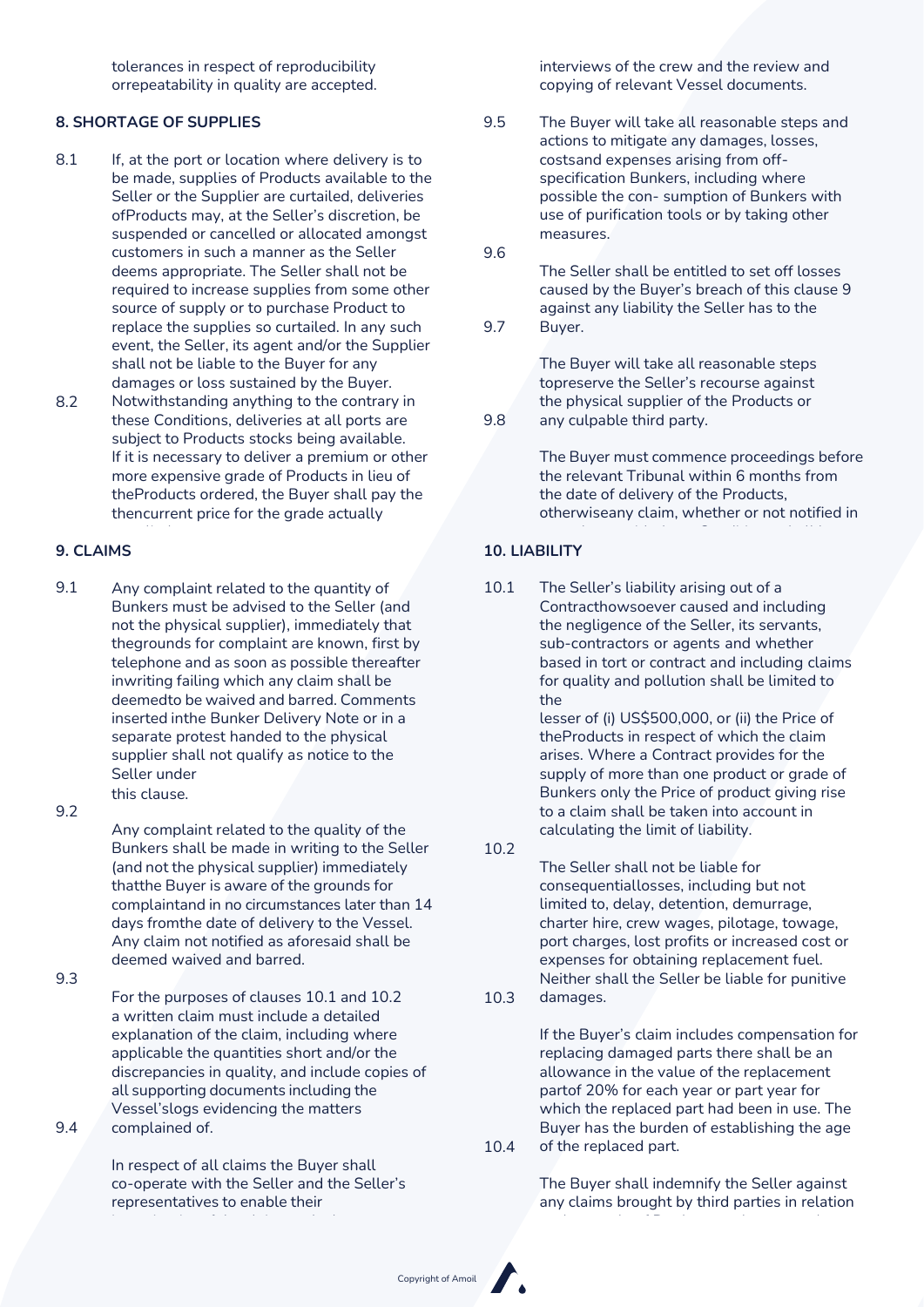tolerances in respect of reproducibility orrepeatability in quality are accepted.

## 8. SHORTAGE OF SUPPLIES

8.1 If, at the port or location where delivery is to be made, supplies of Products available to the Seller or the Supplier are curtailed, deliveries ofProducts may, at the Seller's discretion, be suspended or cancelled or allocated amongst customers in such a manner as the Seller deems appropriate. The Seller shall not be required to increase supplies from some other source of supply or to purchase Product to replace the supplies so curtailed. In any such event, the Seller, its agent and/or the Supplier shall not be liable to the Buyer for any damages or loss sustained by the Buyer.

8.2 Notwithstanding anything to the contrary in these Conditions, deliveries at all ports are subject to Products stocks being available. If it is necessary to deliver a premium or other more expensive grade of Products in lieu of theProducts ordered, the Buyer shall pay the thencurrent price for the grade actually

## 9. CLAIMS

9.1 Any complaint related to the quantity of Bunkers must be advised to the Seller (and not the physical supplier), immediately that thegrounds for complaint are known, first by telephone and as soon as possible thereafter inwriting failing which any claim shall be deemedto be waived and barred. Comments inserted inthe Bunker Delivery Note or in a separate protest handed to the physical supplier shall not qualify as notice to the Seller under this clause.

9.2 Any complaint related to the quality of the Bunkers shall be made in writing to the Seller (and not the physical supplier) immediately thatthe Buyer is aware of the grounds for complaintand in no circumstances later than 14 days fromthe date of delivery to the Vessel. Any claim not notified as aforesaid shall be deemed waived and barred.

9.3 For the purposes of clauses 10.1 and 10.2 a written claim must include a detailed explanation of the claim, including where applicable the quantities short and/or the discrepancies in quality, and include copies of all supporting documents including the Vessel'slogs evidencing the matters complained of.

9.4 In respect of all claims the Buyer shall co-operate with the Seller and the Seller's representatives to enable their

interviews of the crew and the review and copying of relevant Vessel documents.

9.5 The Buyer will take all reasonable steps and actions to mitigate any damages, losses, costsand expenses arising from off-specification Bunkers, including where possible the con- sumption of Bunkers with use of purification tools or by taking other measures.

9.6 The Seller shall be entitled to set off losses caused by the Buyer's breach of this clause 9 against any liability the Seller has to the Buyer.

9.7 The Buyer will take all reasonable steps topreserve the Seller's recourse against the physical supplier of the Products or any culpable third party.

9.8 The Buyer must commence proceedings before the relevant Tribunal within 6 months from the date of delivery of the Products, otherwiseany claim, whether or not notified in

## 10. LIABILITY

10.1 The Seller's liability arising out of a Contracthowsoever caused and including the negligence of the Seller, its servants, sub-contractors or agents and whether based in tort or contract and including claims for quality and pollution shall be limited to the lesser of (i) US$500,000, or (ii) the Price of theProducts in respect of which the claim arises. Where a Contract provides for the supply of more than one product or grade of Bunkers only the Price of product giving rise to a claim shall be taken into account in calculating the limit of liability.

10.2 The Seller shall not be liable for consequentiallosses, including but not limited to, delay, detention, demurrage, charter hire, crew wages, pilotage, towage, port charges, lost profits or increased cost or expenses for obtaining replacement fuel. Neither shall the Seller be liable for punitive damages.

10.3 If the Buyer's claim includes compensation for replacing damaged parts there shall be an allowance in the value of the replacement partof 20% for each year or part year for which the replaced part had been in use. The Buyer has the burden of establishing the age of the replaced part.

10.4 The Buyer shall indemnify the Seller against any claims brought by third parties in relation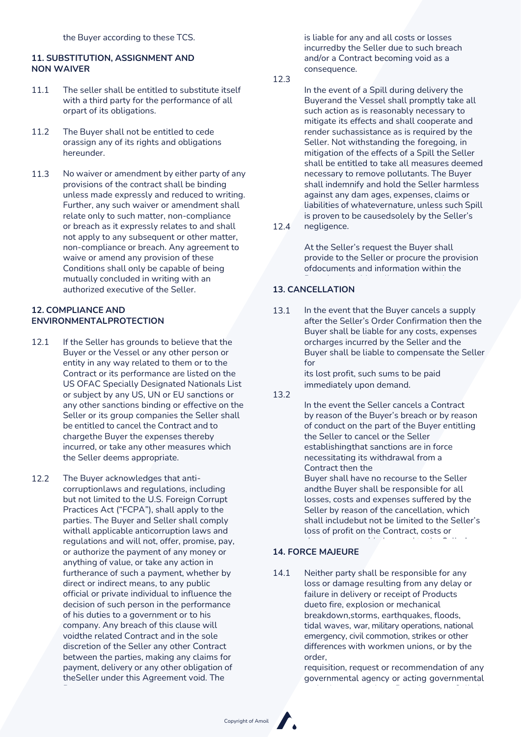the Buyer according to these TCS.

**11. SUBSTITUTION, ASSIGNMENT AND NON WAIVER**

11.1 The seller shall be entitled to substitute itself with a third party for the performance of all orpart of its obligations.

11.2 The Buyer shall not be entitled to cede orassign any of its rights and obligations hereunder.

11.3 No waiver or amendment by either party of any provisions of the contract shall be binding unless made expressly and reduced to writing. Further, any such waiver or amendment shall relate only to such matter, non-compliance or breach as it expressly relates to and shall not apply to any subsequent or other matter, non-compliance or breach. Any agreement to waive or amend any provision of these Conditions shall only be capable of being mutually concluded in writing with an authorized executive of the Seller.

**12. COMPLIANCE AND ENVIRONMENTALPROTECTION**

12.1 If the Seller has grounds to believe that the Buyer or the Vessel or any other person or entity in any way related to them or to the Contract or its performance are listed on the US OFAC Specially Designated Nationals List or subject by any US, UN or EU sanctions or any other sanctions binding or effective on the Seller or its group companies the Seller shall be entitled to cancel the Contract and to chargethe Buyer the expenses thereby incurred, or take any other measures which the Seller deems appropriate.

12.2 The Buyer acknowledges that anti-corruptionlaws and regulations, including but not limited to the U.S. Foreign Corrupt Practices Act ("FCPA"), shall apply to the parties. The Buyer and Seller shall comply withall applicable anticorruption laws and regulations and will not, offer, promise, pay, or authorize the payment of any money or anything of value, or take any action in furtherance of such a payment, whether by direct or indirect means, to any public official or private individual to influence the decision of such person in the performance of his duties to a government or to his company. Any breach of this clause will voidthe related Contract and in the sole discretion of the Seller any other Contract between the parties, making any claims for payment, delivery or any other obligation of theSeller under this Agreement void. The

is liable for any and all costs or losses incurredby the Seller due to such breach and/or a Contract becoming void as a consequence.

12.3 In the event of a Spill during delivery the Buyerand the Vessel shall promptly take all such action as is reasonably necessary to mitigate its effects and shall cooperate and render suchassistance as is required by the Seller. Not withstanding the foregoing, in mitigation of the effects of a Spill the Seller shall be entitled to take all measures deemed necessary to remove pollutants. The Buyer shall indemnify and hold the Seller harmless against any dam ages, expenses, claims or liabilities of whatevernature, unless such Spill is proven to be causedsolely by the Seller's negligence.

12.4 At the Seller's request the Buyer shall provide to the Seller or procure the provision ofdocuments and information within the

**13. CANCELLATION**

13.1 In the event that the Buyer cancels a supply after the Seller's Order Confirmation then the Buyer shall be liable for any costs, expenses orcharges incurred by the Seller and the Buyer shall be liable to compensate the Seller for
its lost profit, such sums to be paid immediately upon demand.

13.2 In the event the Seller cancels a Contract by reason of the Buyer's breach or by reason of conduct on the part of the Buyer entitling the Seller to cancel or the Seller establishingthat sanctions are in force necessitating its withdrawal from a Contract then the
Buyer shall have no recourse to the Seller andthe Buyer shall be responsible for all losses, costs and expenses suffered by the Seller by reason of the cancellation, which shall includebut not be limited to the Seller's loss of profit on the Contract, costs or

**14. FORCE MAJEURE**

14.1 Neither party shall be responsible for any loss or damage resulting from any delay or failure in delivery or receipt of Products dueto fire, explosion or mechanical breakdown,storms, earthquakes, floods, tidal waves, war, military operations, national emergency, civil commotion, strikes or other differences with workmen unions, or by the order,
requisition, request or recommendation of any governmental agency or acting governmental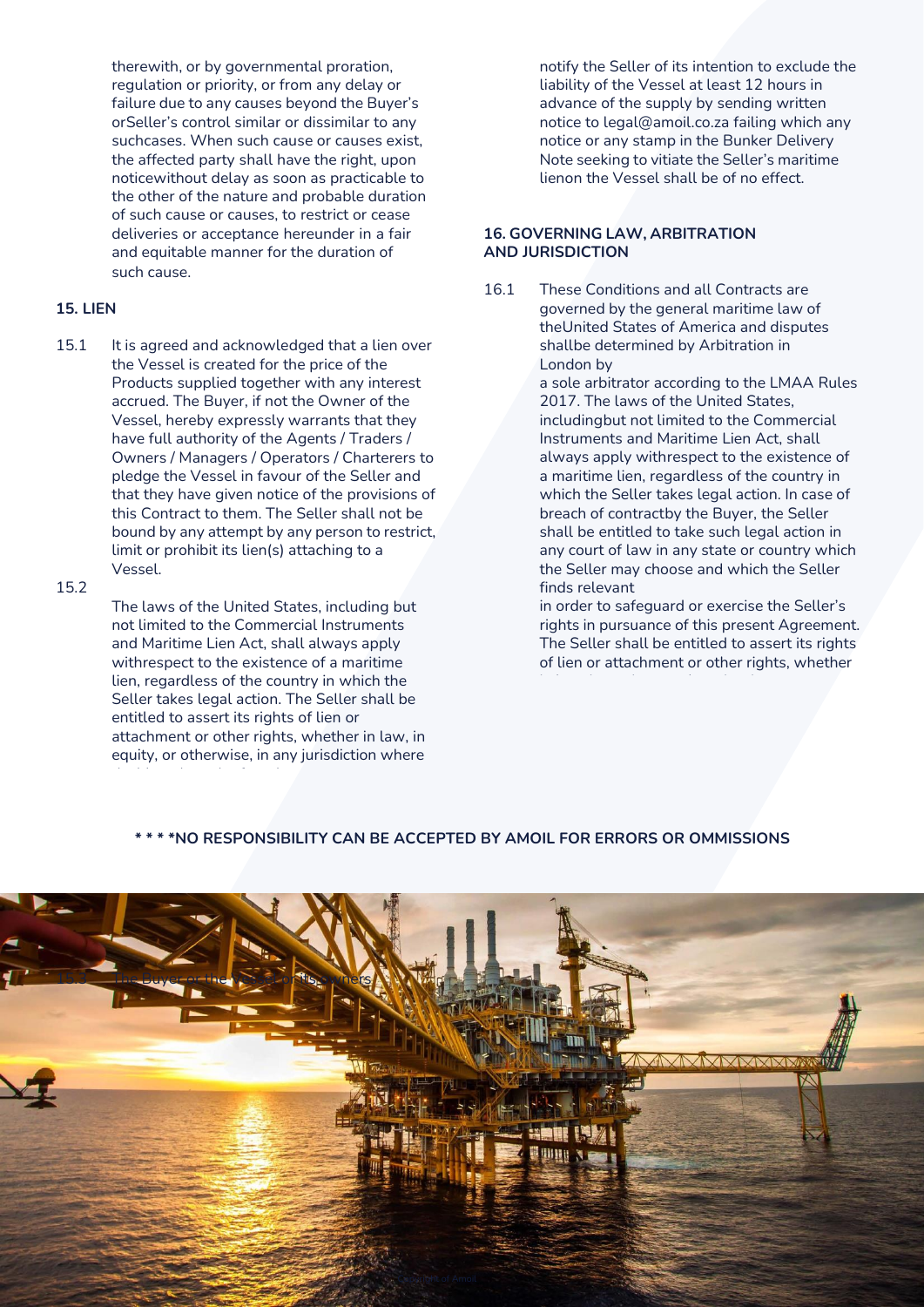therewith, or by governmental proration, regulation or priority, or from any delay or failure due to any causes beyond the Buyer's orSeller's control similar or dissimilar to any suchcases. When such cause or causes exist, the affected party shall have the right, upon noticewithout delay as soon as practicable to the other of the nature and probable duration of such cause or causes, to restrict or cease deliveries or acceptance hereunder in a fair and equitable manner for the duration of such cause.

**15. LIEN**

15.1 It is agreed and acknowledged that a lien over the Vessel is created for the price of the Products supplied together with any interest accrued. The Buyer, if not the Owner of the Vessel, hereby expressly warrants that they have full authority of the Agents / Traders / Owners / Managers / Operators / Charterers to pledge the Vessel in favour of the Seller and that they have given notice of the provisions of this Contract to them. The Seller shall not be bound by any attempt by any person to restrict, limit or prohibit its lien(s) attaching to a Vessel.

15.2 The laws of the United States, including but not limited to the Commercial Instruments and Maritime Lien Act, shall always apply withrespect to the existence of a maritime lien, regardless of the country in which the Seller takes legal action. The Seller shall be entitled to assert its rights of lien or attachment or other rights, whether in law, in equity, or otherwise, in any jurisdiction where

15.3 The Buyer or the Vessel or its Owners

notify the Seller of its intention to exclude the liability of the Vessel at least 12 hours in advance of the supply by sending written notice to legal@amoil.co.za failing which any notice or any stamp in the Bunker Delivery Note seeking to vitiate the Seller's maritime lienon the Vessel shall be of no effect.

**16. GOVERNING LAW, ARBITRATION AND JURISDICTION**

16.1 These Conditions and all Contracts are governed by the general maritime law of theUnited States of America and disputes shallbe determined by Arbitration in London by a sole arbitrator according to the LMAA Rules 2017. The laws of the United States, includingbut not limited to the Commercial Instruments and Maritime Lien Act, shall always apply withrespect to the existence of a maritime lien, regardless of the country in which the Seller takes legal action. In case of breach of contractby the Buyer, the Seller shall be entitled to take such legal action in any court of law in any state or country which the Seller may choose and which the Seller finds relevant in order to safeguard or exercise the Seller's rights in pursuance of this present Agreement. The Seller shall be entitled to assert its rights of lien or attachment or other rights, whether

**\* \* \* \*NO RESPONSIBILITY CAN BE ACCEPTED BY AMOIL FOR ERRORS OR OMMISSIONS**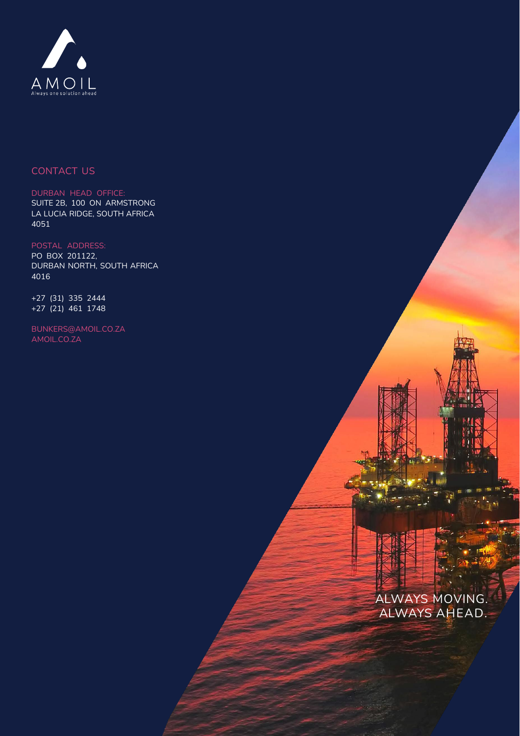AMOIL

Always one solution ahead

## CONTACT US

DURBAN HEAD OFFICE:
SUITE 2B, 100 ON ARMSTRONG
LA LUCIA RIDGE, SOUTH AFRICA
4051

POSTAL ADDRESS:
PO BOX 201122,
DURBAN NORTH, SOUTH AFRICA
4016

+27 (31) 335 2444
+27 (21) 461 1748

BUNKERS@AMOIL.CO.ZA
AMOIL.CO.ZA

ALWAYS MOVING.
ALWAYS AHEAD.